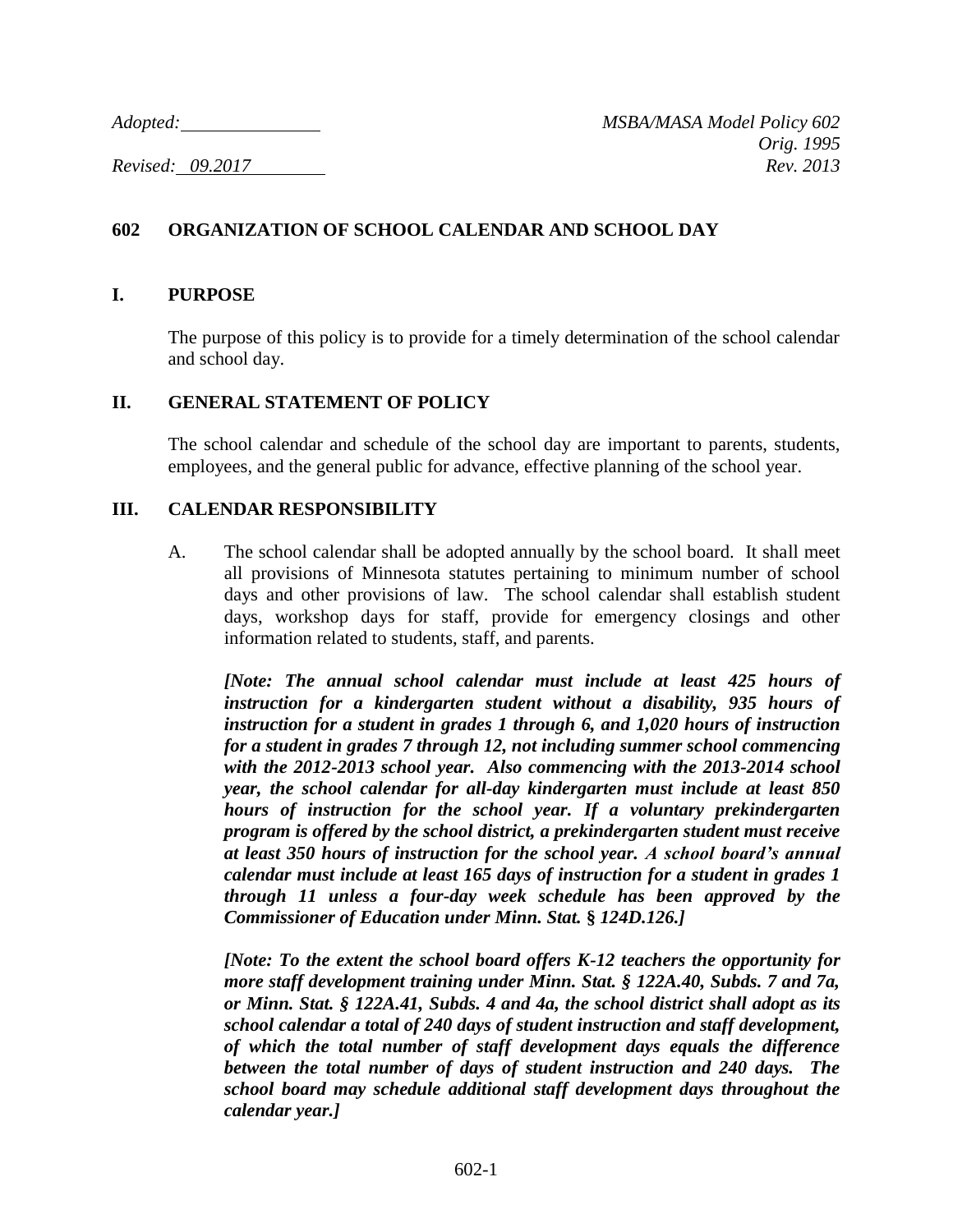*Adopted:* ______________ *MSBA/MASA Model Policy 602*

*Orig. 1995*

*Revised: 09.2017* *Rev. 2013*

## 602 ORGANIZATION OF SCHOOL CALENDAR AND SCHOOL DAY

### I. PURPOSE

The purpose of this policy is to provide for a timely determination of the school calendar and school day.

### II. GENERAL STATEMENT OF POLICY

The school calendar and schedule of the school day are important to parents, students, employees, and the general public for advance, effective planning of the school year.

### III. CALENDAR RESPONSIBILITY

A. The school calendar shall be adopted annually by the school board. It shall meet all provisions of Minnesota statutes pertaining to minimum number of school days and other provisions of law. The school calendar shall establish student days, workshop days for staff, provide for emergency closings and other information related to students, staff, and parents.

***[Note: The annual school calendar must include at least 425 hours of instruction for a kindergarten student without a disability, 935 hours of instruction for a student in grades 1 through 6, and 1,020 hours of instruction for a student in grades 7 through 12, not including summer school commencing with the 2012-2013 school year. Also commencing with the 2013-2014 school year, the school calendar for all-day kindergarten must include at least 850 hours of instruction for the school year. If a voluntary prekindergarten program is offered by the school district, a prekindergarten student must receive at least 350 hours of instruction for the school year. A school board's annual calendar must include at least 165 days of instruction for a student in grades 1 through 11 unless a four-day week schedule has been approved by the Commissioner of Education under Minn. Stat. § 124D.126.]***

***[Note: To the extent the school board offers K-12 teachers the opportunity for more staff development training under Minn. Stat. § 122A.40, Subds. 7 and 7a, or Minn. Stat. § 122A.41, Subds. 4 and 4a, the school district shall adopt as its school calendar a total of 240 days of student instruction and staff development, of which the total number of staff development days equals the difference between the total number of days of student instruction and 240 days. The school board may schedule additional staff development days throughout the calendar year.]***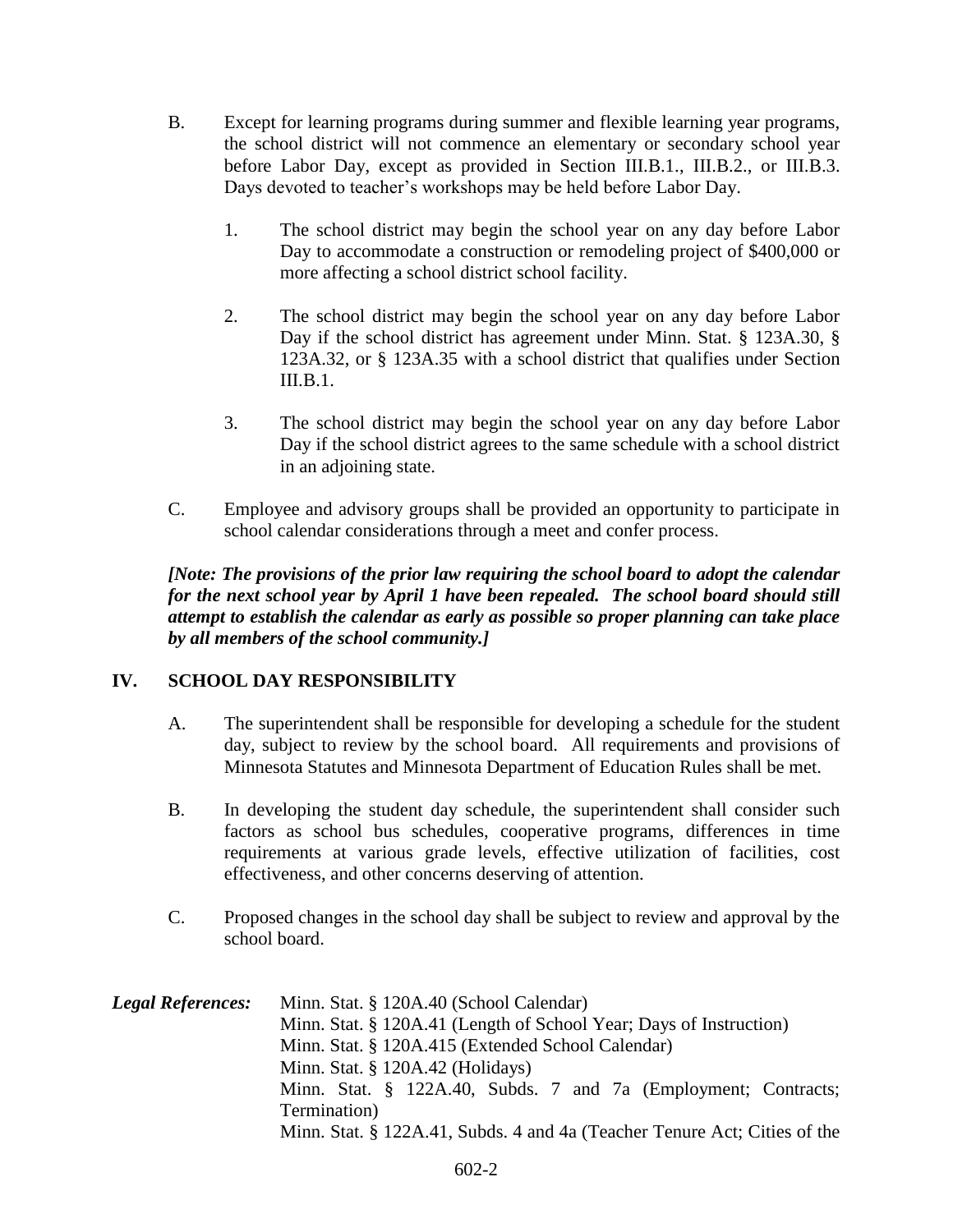B. Except for learning programs during summer and flexible learning year programs, the school district will not commence an elementary or secondary school year before Labor Day, except as provided in Section III.B.1., III.B.2., or III.B.3. Days devoted to teacher's workshops may be held before Labor Day.

   1. The school district may begin the school year on any day before Labor Day to accommodate a construction or remodeling project of $400,000 or more affecting a school district school facility.

   2. The school district may begin the school year on any day before Labor Day if the school district has agreement under Minn. Stat. § 123A.30, § 123A.32, or § 123A.35 with a school district that qualifies under Section III.B.1.

   3. The school district may begin the school year on any day before Labor Day if the school district agrees to the same schedule with a school district in an adjoining state.

C. Employee and advisory groups shall be provided an opportunity to participate in school calendar considerations through a meet and confer process.

***[Note: The provisions of the prior law requiring the school board to adopt the calendar for the next school year by April 1 have been repealed. The school board should still attempt to establish the calendar as early as possible so proper planning can take place by all members of the school community.]***

## IV. SCHOOL DAY RESPONSIBILITY

A. The superintendent shall be responsible for developing a schedule for the student day, subject to review by the school board. All requirements and provisions of Minnesota Statutes and Minnesota Department of Education Rules shall be met.

B. In developing the student day schedule, the superintendent shall consider such factors as school bus schedules, cooperative programs, differences in time requirements at various grade levels, effective utilization of facilities, cost effectiveness, and other concerns deserving of attention.

C. Proposed changes in the school day shall be subject to review and approval by the school board.

***Legal References:*** Minn. Stat. § 120A.40 (School Calendar)
Minn. Stat. § 120A.41 (Length of School Year; Days of Instruction)
Minn. Stat. § 120A.415 (Extended School Calendar)
Minn. Stat. § 120A.42 (Holidays)
Minn. Stat. § 122A.40, Subds. 7 and 7a (Employment; Contracts; Termination)
Minn. Stat. § 122A.41, Subds. 4 and 4a (Teacher Tenure Act; Cities of the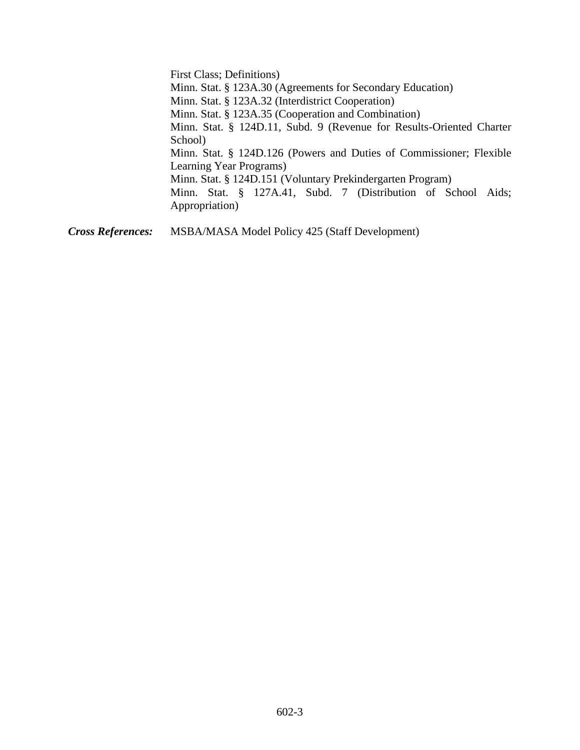First Class; Definitions)
Minn. Stat. § 123A.30 (Agreements for Secondary Education)
Minn. Stat. § 123A.32 (Interdistrict Cooperation)
Minn. Stat. § 123A.35 (Cooperation and Combination)
Minn. Stat. § 124D.11, Subd. 9 (Revenue for Results-Oriented Charter School)
Minn. Stat. § 124D.126 (Powers and Duties of Commissioner; Flexible Learning Year Programs)
Minn. Stat. § 124D.151 (Voluntary Prekindergarten Program)
Minn. Stat. § 127A.41, Subd. 7 (Distribution of School Aids; Appropriation)

***Cross References:*** MSBA/MASA Model Policy 425 (Staff Development)